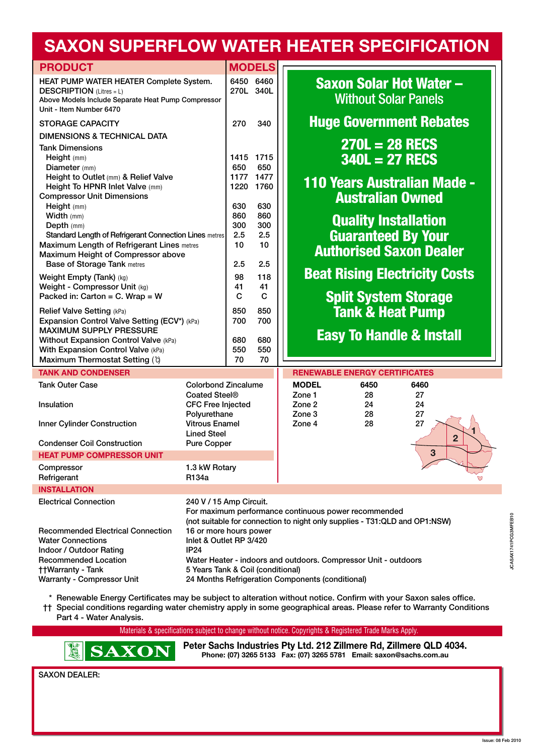# SAXON SUPERFLOW WATER HEATER SPECIFICATION

| PRODUCT | MODELS | |
|---|---|---|
| HEAT PUMP WATER HEATER Complete System. DESCRIPTION (Litres = L) Above Models Include Separate Heat Pump Compressor Unit - Item Number 6470 | 6450 270L | 6460 340L |
| STORAGE CAPACITY | 270 | 340 |
| **DIMENSIONS & TECHNICAL DATA** | | |
| Tank Dimensions | | |
| Height (mm) | 1415 | 1715 |
| Diameter (mm) | 650 | 650 |
| Height to Outlet (mm) & Relief Valve | 1177 | 1477 |
| Height To HPNR Inlet Valve (mm) | 1220 | 1760 |
| Compressor Unit Dimensions | | |
| Height (mm) | 630 | 630 |
| Width (mm) | 860 | 860 |
| Depth (mm) | 300 | 300 |
| Standard Length of Refrigerant Connection Lines metres | 2.5 | 2.5 |
| Maximum Length of Refrigerant Lines metres | 10 | 10 |
| Maximum Height of Compressor above Base of Storage Tank metres | 2.5 | 2.5 |
| Weight Empty (Tank) (kg) | 98 | 118 |
| Weight - Compressor Unit (kg) | 41 | 41 |
| Packed in: Carton = C. Wrap = W | C | C |
| Relief Valve Setting (kPa) | 850 | 850 |
| Expansion Control Valve Setting (ECV*) (kPa) | 700 | 700 |
| MAXIMUM SUPPLY PRESSURE | | |
| Without Expansion Control Valve (kPa) | 680 | 680 |
| With Expansion Control Valve (kPa) | 550 | 550 |
| Maximum Thermostat Setting (℃) | 70 | 70 |

**Saxon Solar Hot Water –**
Without Solar Panels

**Huge Government Rebates**

**270L = 28 RECS**
**340L = 27 RECS**

**110 Years Australian Made - Australian Owned**

**Quality Installation Guaranteed By Your Authorised Saxon Dealer**

**Beat Rising Electricity Costs**

**Split System Storage Tank & Heat Pump**

**Easy To Handle & Install**

## TANK AND CONDENSER

| | |
|---|---|
| Tank Outer Case | Colorbond Zincalume Coated Steel® |
| Insulation | CFC Free Injected Polyurethane |
| Inner Cylinder Construction | Vitrous Enamel Lined Steel |
| Condenser Coil Construction | Pure Copper |

## HEAT PUMP COMPRESSOR UNIT

| | |
|---|---|
| Compressor | 1.3 kW Rotary |
| Refrigerant | R134a |

## RENEWABLE ENERGY CERTIFICATES

| MODEL | 6450 | 6460 |
|---|---|---|
| Zone 1 | 28 | 27 |
| Zone 2 | 24 | 24 |
| Zone 3 | 28 | 27 |
| Zone 4 | 28 | 27 |

## INSTALLATION

| | |
|---|---|
| Electrical Connection | 240 V / 15 Amp Circuit. For maximum performance continuous power recommended (not suitable for connection to night only supplies - T31:QLD and OP1:NSW) |
| Recommended Electrical Connection | 16 or more hours power |
| Water Connections | Inlet & Outlet RP 3/420 |
| Indoor / Outdoor Rating | IP24 |
| Recommended Location | Water Heater - indoors and outdoors. Compressor Unit - outdoors |
| ††Warranty - Tank | 5 Years Tank & Coil (conditional) |
| Warranty - Compressor Unit | 24 Months Refrigeration Components (conditional) |

\* Renewable Energy Certificates may be subject to alteration without notice. Confirm with your Saxon sales office.

†† Special conditions regarding water chemistry apply in some geographical areas. Please refer to Warranty Conditions Part 4 - Water Analysis.

Materials & specifications subject to change without notice. Copyrights & Registered Trade Marks Apply.

SAXON

**Peter Sachs Industries Pty Ltd. 212 Zillmere Rd, Zillmere QLD 4034.**
**Phone: (07) 3265 5133 Fax: (07) 3265 5781 Email: saxon@sachs.com.au**

SAXON DEALER:

JCASAX1741PCG3MFEB10

Issue: 08 Feb 2010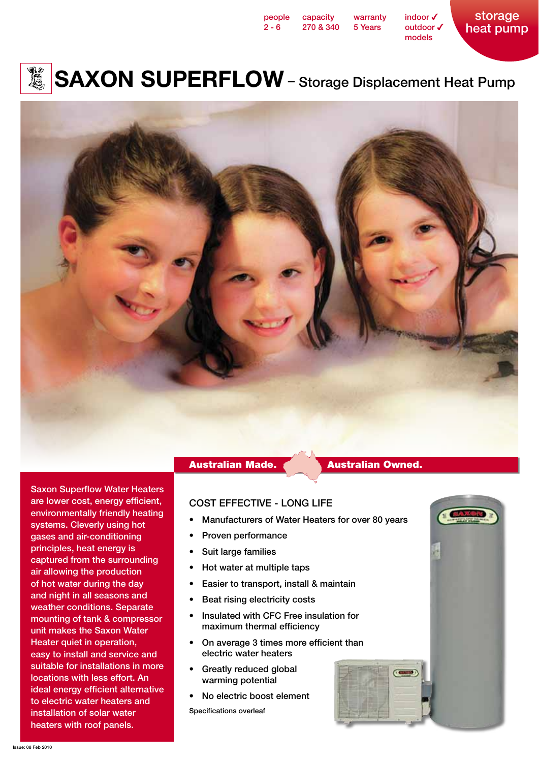people 2 - 6

capacity 270 & 340

warranty 5 Years

indoor ✓ outdoor ✓ models

storage heat pump

# SAXON SUPERFLOW – Storage Displacement Heat Pump

**Australian Made. Australian Owned.**

Saxon Superflow Water Heaters are lower cost, energy efficient, environmentally friendly heating systems. Cleverly using hot gases and air-conditioning principles, heat energy is captured from the surrounding air allowing the production of hot water during the day and night in all seasons and weather conditions. Separate mounting of tank & compressor unit makes the Saxon Water Heater quiet in operation, easy to install and service and suitable for installations in more locations with less effort. An ideal energy efficient alternative to electric water heaters and installation of solar water heaters with roof panels.

## COST EFFECTIVE - LONG LIFE

- Manufacturers of Water Heaters for over 80 years
- Proven performance
- Suit large families
- Hot water at multiple taps
- Easier to transport, install & maintain
- Beat rising electricity costs
- Insulated with CFC Free insulation for maximum thermal efficiency
- On average 3 times more efficient than electric water heaters
- Greatly reduced global warming potential
- No electric boost element

Specifications overleaf

Issue: 08 Feb 2010